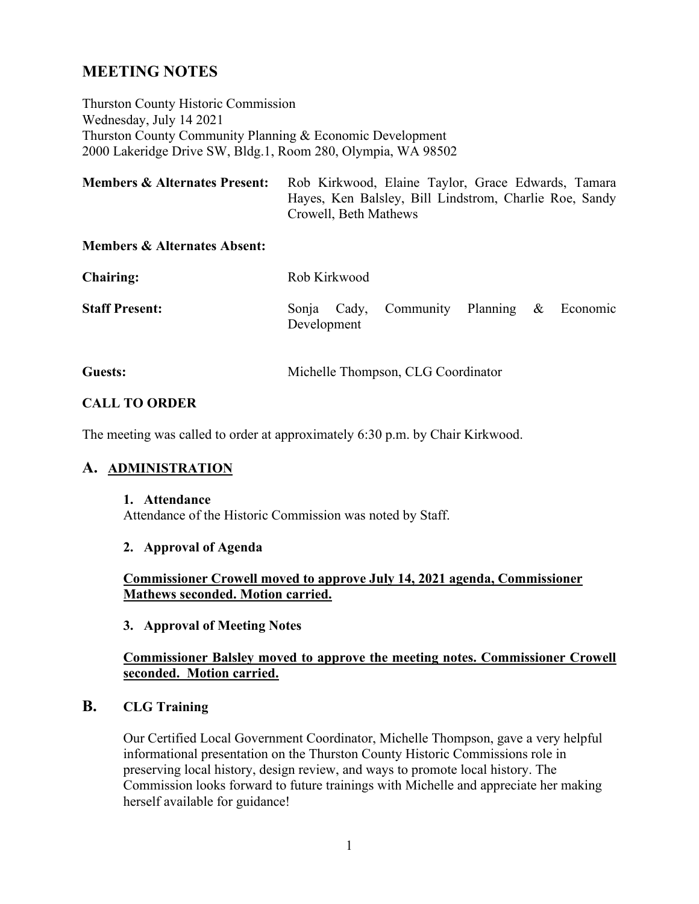# MEETING NOTES

Thurston County Historic Commission
Wednesday, July 14 2021
Thurston County Community Planning & Economic Development
2000 Lakeridge Drive SW, Bldg.1, Room 280, Olympia, WA 98502

**Members & Alternates Present:** Rob Kirkwood, Elaine Taylor, Grace Edwards, Tamara Hayes, Ken Balsley, Bill Lindstrom, Charlie Roe, Sandy Crowell, Beth Mathews

**Members & Alternates Absent:**

**Chairing:** Rob Kirkwood

**Staff Present:** Sonja Cady, Community Planning & Economic Development

**Guests:** Michelle Thompson, CLG Coordinator

**CALL TO ORDER**

The meeting was called to order at approximately 6:30 p.m. by Chair Kirkwood.

## A. ADMINISTRATION

**1. Attendance**

Attendance of the Historic Commission was noted by Staff.

**2. Approval of Agenda**

**Commissioner Crowell moved to approve July 14, 2021 agenda, Commissioner Mathews seconded. Motion carried.**

**3. Approval of Meeting Notes**

**Commissioner Balsley moved to approve the meeting notes. Commissioner Crowell seconded. Motion carried.**

## B. CLG Training

Our Certified Local Government Coordinator, Michelle Thompson, gave a very helpful informational presentation on the Thurston County Historic Commissions role in preserving local history, design review, and ways to promote local history. The Commission looks forward to future trainings with Michelle and appreciate her making herself available for guidance!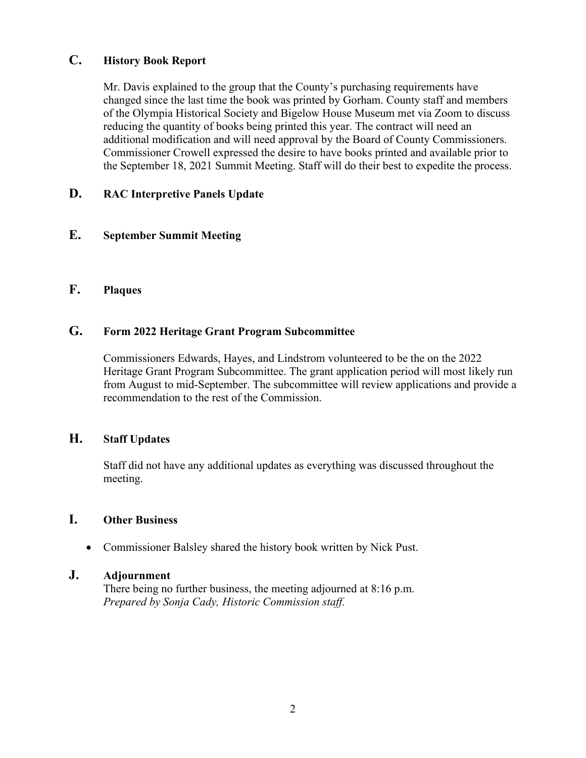## C. History Book Report

Mr. Davis explained to the group that the County's purchasing requirements have changed since the last time the book was printed by Gorham. County staff and members of the Olympia Historical Society and Bigelow House Museum met via Zoom to discuss reducing the quantity of books being printed this year. The contract will need an additional modification and will need approval by the Board of County Commissioners. Commissioner Crowell expressed the desire to have books printed and available prior to the September 18, 2021 Summit Meeting. Staff will do their best to expedite the process.

## D. RAC Interpretive Panels Update

## E. September Summit Meeting

## F. Plaques

## G. Form 2022 Heritage Grant Program Subcommittee

Commissioners Edwards, Hayes, and Lindstrom volunteered to be the on the 2022 Heritage Grant Program Subcommittee. The grant application period will most likely run from August to mid-September. The subcommittee will review applications and provide a recommendation to the rest of the Commission.

## H. Staff Updates

Staff did not have any additional updates as everything was discussed throughout the meeting.

## I. Other Business

- Commissioner Balsley shared the history book written by Nick Pust.

## J. Adjournment

There being no further business, the meeting adjourned at 8:16 p.m.
*Prepared by Sonja Cady, Historic Commission staff.*